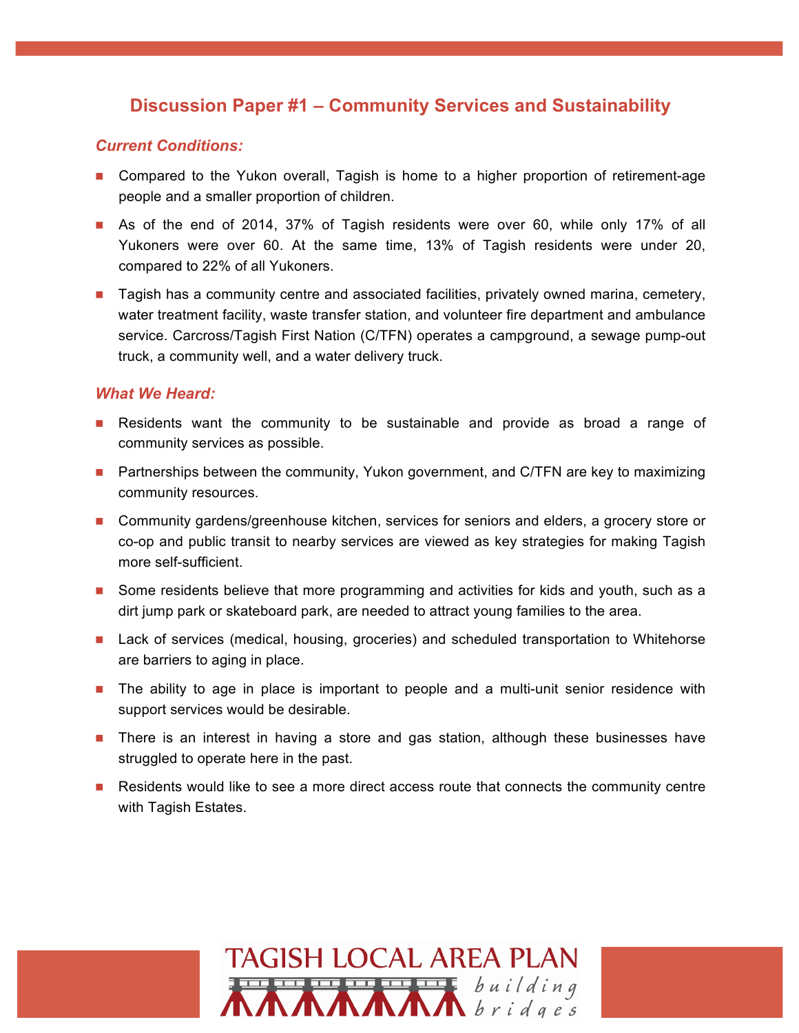# Discussion Paper #1 – Community Services and Sustainability

### *Current Conditions:*

- Compared to the Yukon overall, Tagish is home to a higher proportion of retirement-age people and a smaller proportion of children.
- As of the end of 2014, 37% of Tagish residents were over 60, while only 17% of all Yukoners were over 60. At the same time, 13% of Tagish residents were under 20, compared to 22% of all Yukoners.
- Tagish has a community centre and associated facilities, privately owned marina, cemetery, water treatment facility, waste transfer station, and volunteer fire department and ambulance service. Carcross/Tagish First Nation (C/TFN) operates a campground, a sewage pump-out truck, a community well, and a water delivery truck.

### *What We Heard:*

- Residents want the community to be sustainable and provide as broad a range of community services as possible.
- Partnerships between the community, Yukon government, and C/TFN are key to maximizing community resources.
- Community gardens/greenhouse kitchen, services for seniors and elders, a grocery store or co-op and public transit to nearby services are viewed as key strategies for making Tagish more self-sufficient.
- Some residents believe that more programming and activities for kids and youth, such as a dirt jump park or skateboard park, are needed to attract young families to the area.
- Lack of services (medical, housing, groceries) and scheduled transportation to Whitehorse are barriers to aging in place.
- The ability to age in place is important to people and a multi-unit senior residence with support services would be desirable.
- There is an interest in having a store and gas station, although these businesses have struggled to operate here in the past.
- Residents would like to see a more direct access route that connects the community centre with Tagish Estates.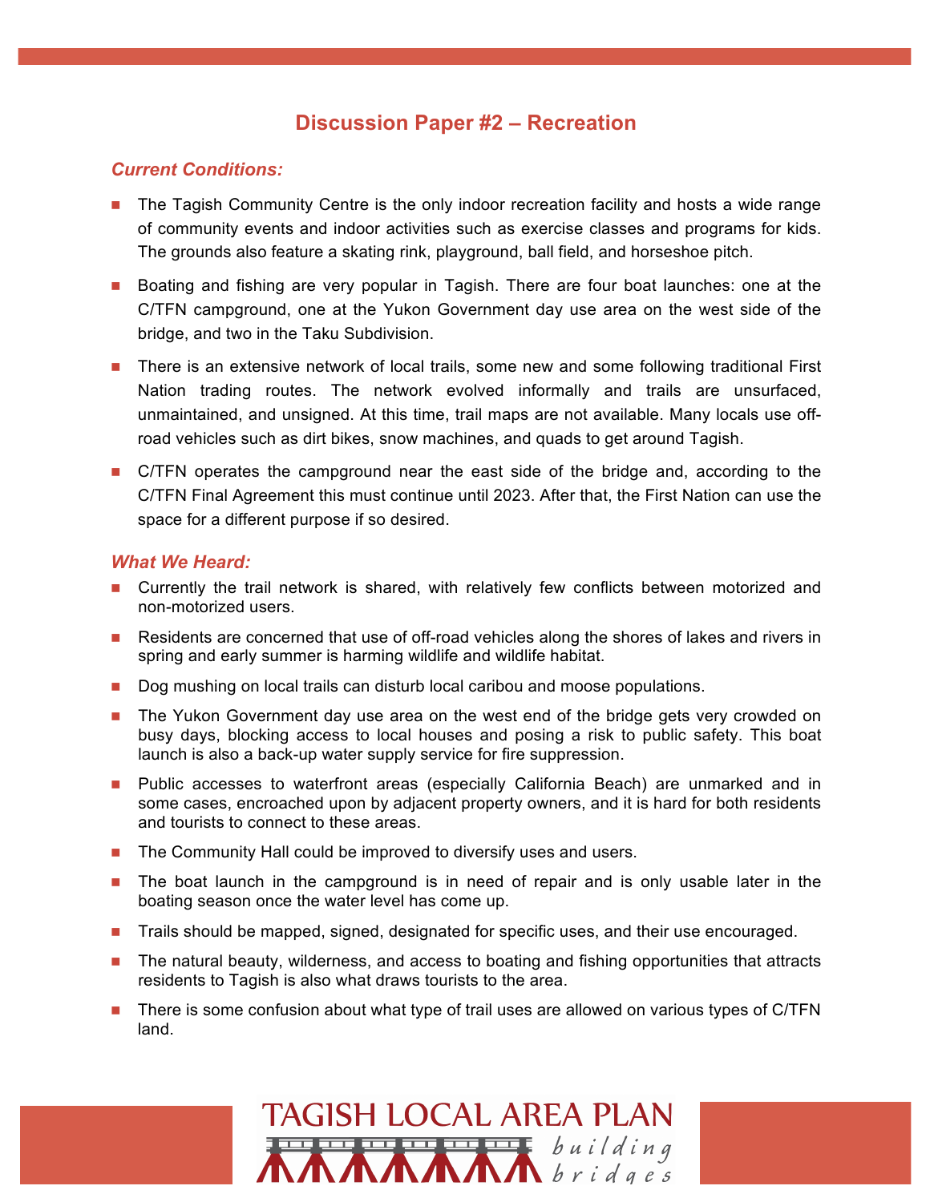## Discussion Paper #2 – Recreation

### *Current Conditions:*

- The Tagish Community Centre is the only indoor recreation facility and hosts a wide range of community events and indoor activities such as exercise classes and programs for kids. The grounds also feature a skating rink, playground, ball field, and horseshoe pitch.
- Boating and fishing are very popular in Tagish. There are four boat launches: one at the C/TFN campground, one at the Yukon Government day use area on the west side of the bridge, and two in the Taku Subdivision.
- There is an extensive network of local trails, some new and some following traditional First Nation trading routes. The network evolved informally and trails are unsurfaced, unmaintained, and unsigned. At this time, trail maps are not available. Many locals use off-road vehicles such as dirt bikes, snow machines, and quads to get around Tagish.
- C/TFN operates the campground near the east side of the bridge and, according to the C/TFN Final Agreement this must continue until 2023. After that, the First Nation can use the space for a different purpose if so desired.

### *What We Heard:*

- Currently the trail network is shared, with relatively few conflicts between motorized and non-motorized users.
- Residents are concerned that use of off-road vehicles along the shores of lakes and rivers in spring and early summer is harming wildlife and wildlife habitat.
- Dog mushing on local trails can disturb local caribou and moose populations.
- The Yukon Government day use area on the west end of the bridge gets very crowded on busy days, blocking access to local houses and posing a risk to public safety. This boat launch is also a back-up water supply service for fire suppression.
- Public accesses to waterfront areas (especially California Beach) are unmarked and in some cases, encroached upon by adjacent property owners, and it is hard for both residents and tourists to connect to these areas.
- The Community Hall could be improved to diversify uses and users.
- The boat launch in the campground is in need of repair and is only usable later in the boating season once the water level has come up.
- Trails should be mapped, signed, designated for specific uses, and their use encouraged.
- The natural beauty, wilderness, and access to boating and fishing opportunities that attracts residents to Tagish is also what draws tourists to the area.
- There is some confusion about what type of trail uses are allowed on various types of C/TFN land.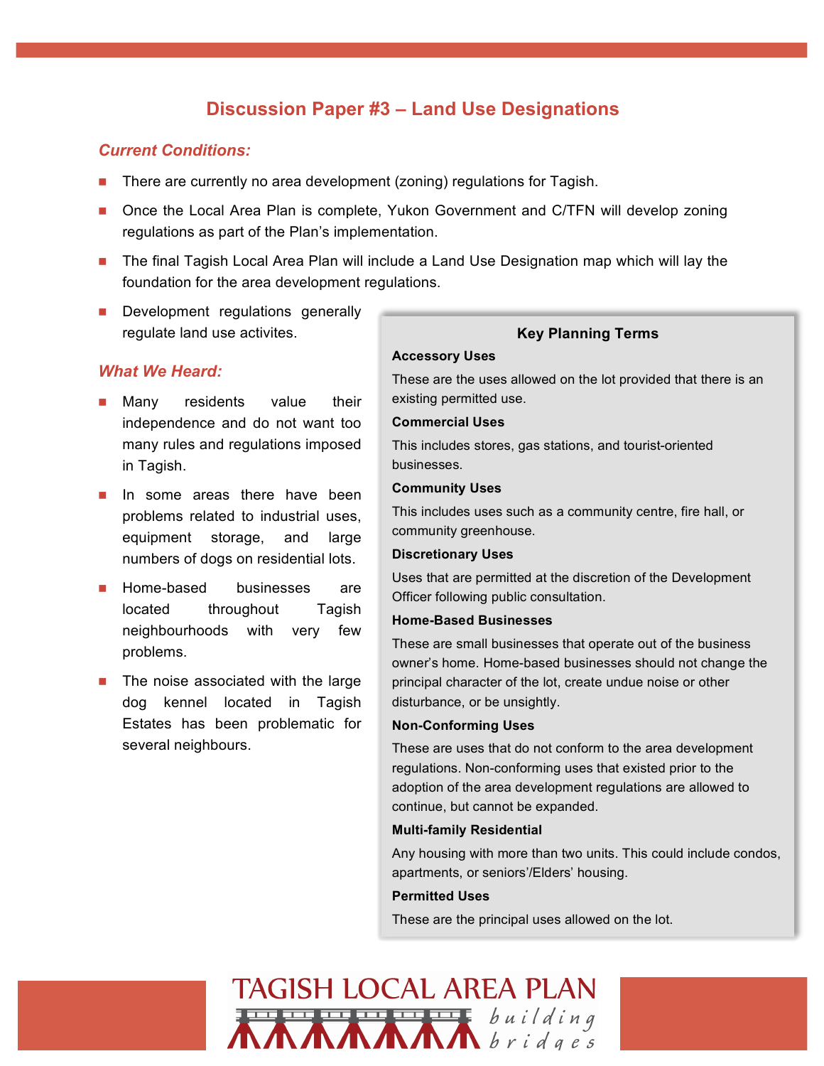# Discussion Paper #3 – Land Use Designations

## *Current Conditions:*

- There are currently no area development (zoning) regulations for Tagish.
- Once the Local Area Plan is complete, Yukon Government and C/TFN will develop zoning regulations as part of the Plan's implementation.
- The final Tagish Local Area Plan will include a Land Use Designation map which will lay the foundation for the area development regulations.
- Development regulations generally regulate land use activites.

## *What We Heard:*

- Many residents value their independence and do not want too many rules and regulations imposed in Tagish.
- In some areas there have been problems related to industrial uses, equipment storage, and large numbers of dogs on residential lots.
- Home-based businesses are located throughout Tagish neighbourhoods with very few problems.
- The noise associated with the large dog kennel located in Tagish Estates has been problematic for several neighbours.

### Key Planning Terms

**Accessory Uses**

These are the uses allowed on the lot provided that there is an existing permitted use.

**Commercial Uses**

This includes stores, gas stations, and tourist-oriented businesses.

**Community Uses**

This includes uses such as a community centre, fire hall, or community greenhouse.

**Discretionary Uses**

Uses that are permitted at the discretion of the Development Officer following public consultation.

**Home-Based Businesses**

These are small businesses that operate out of the business owner's home. Home-based businesses should not change the principal character of the lot, create undue noise or other disturbance, or be unsightly.

**Non-Conforming Uses**

These are uses that do not conform to the area development regulations. Non-conforming uses that existed prior to the adoption of the area development regulations are allowed to continue, but cannot be expanded.

**Multi-family Residential**

Any housing with more than two units. This could include condos, apartments, or seniors'/Elders' housing.

**Permitted Uses**

These are the principal uses allowed on the lot.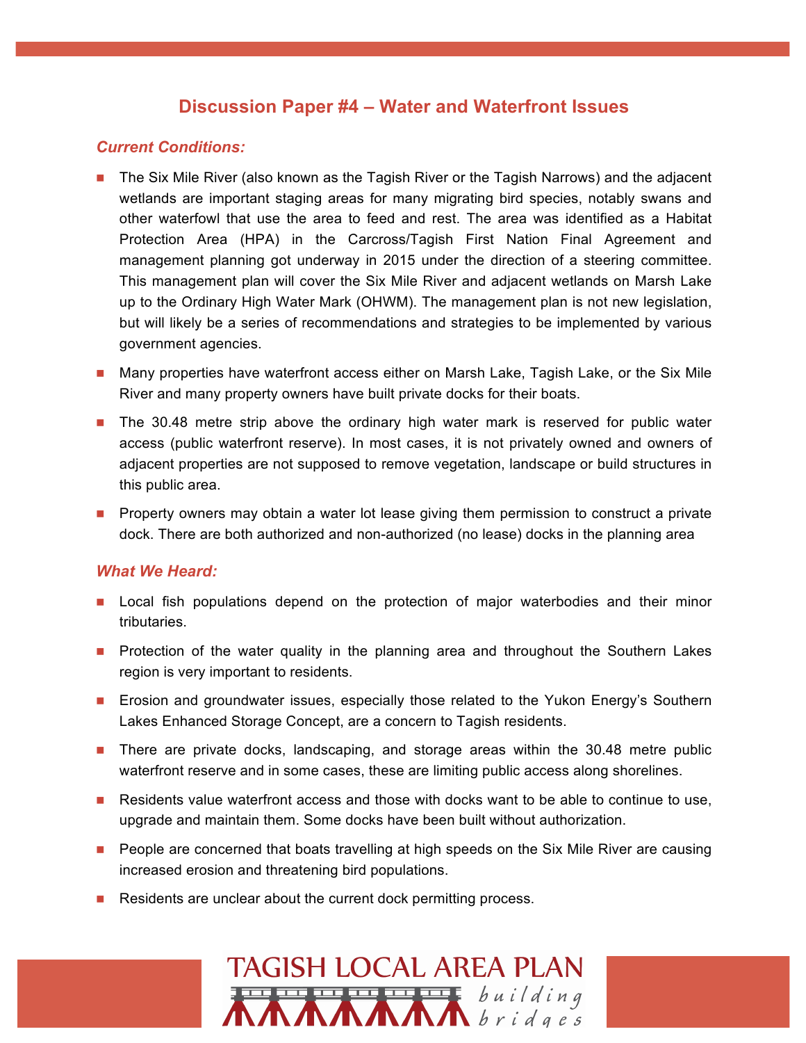## Discussion Paper #4 – Water and Waterfront Issues

### *Current Conditions:*

- The Six Mile River (also known as the Tagish River or the Tagish Narrows) and the adjacent wetlands are important staging areas for many migrating bird species, notably swans and other waterfowl that use the area to feed and rest. The area was identified as a Habitat Protection Area (HPA) in the Carcross/Tagish First Nation Final Agreement and management planning got underway in 2015 under the direction of a steering committee. This management plan will cover the Six Mile River and adjacent wetlands on Marsh Lake up to the Ordinary High Water Mark (OHWM). The management plan is not new legislation, but will likely be a series of recommendations and strategies to be implemented by various government agencies.
- Many properties have waterfront access either on Marsh Lake, Tagish Lake, or the Six Mile River and many property owners have built private docks for their boats.
- The 30.48 metre strip above the ordinary high water mark is reserved for public water access (public waterfront reserve). In most cases, it is not privately owned and owners of adjacent properties are not supposed to remove vegetation, landscape or build structures in this public area.
- Property owners may obtain a water lot lease giving them permission to construct a private dock. There are both authorized and non-authorized (no lease) docks in the planning area

### *What We Heard:*

- Local fish populations depend on the protection of major waterbodies and their minor tributaries.
- Protection of the water quality in the planning area and throughout the Southern Lakes region is very important to residents.
- Erosion and groundwater issues, especially those related to the Yukon Energy's Southern Lakes Enhanced Storage Concept, are a concern to Tagish residents.
- There are private docks, landscaping, and storage areas within the 30.48 metre public waterfront reserve and in some cases, these are limiting public access along shorelines.
- Residents value waterfront access and those with docks want to be able to continue to use, upgrade and maintain them. Some docks have been built without authorization.
- People are concerned that boats travelling at high speeds on the Six Mile River are causing increased erosion and threatening bird populations.
- Residents are unclear about the current dock permitting process.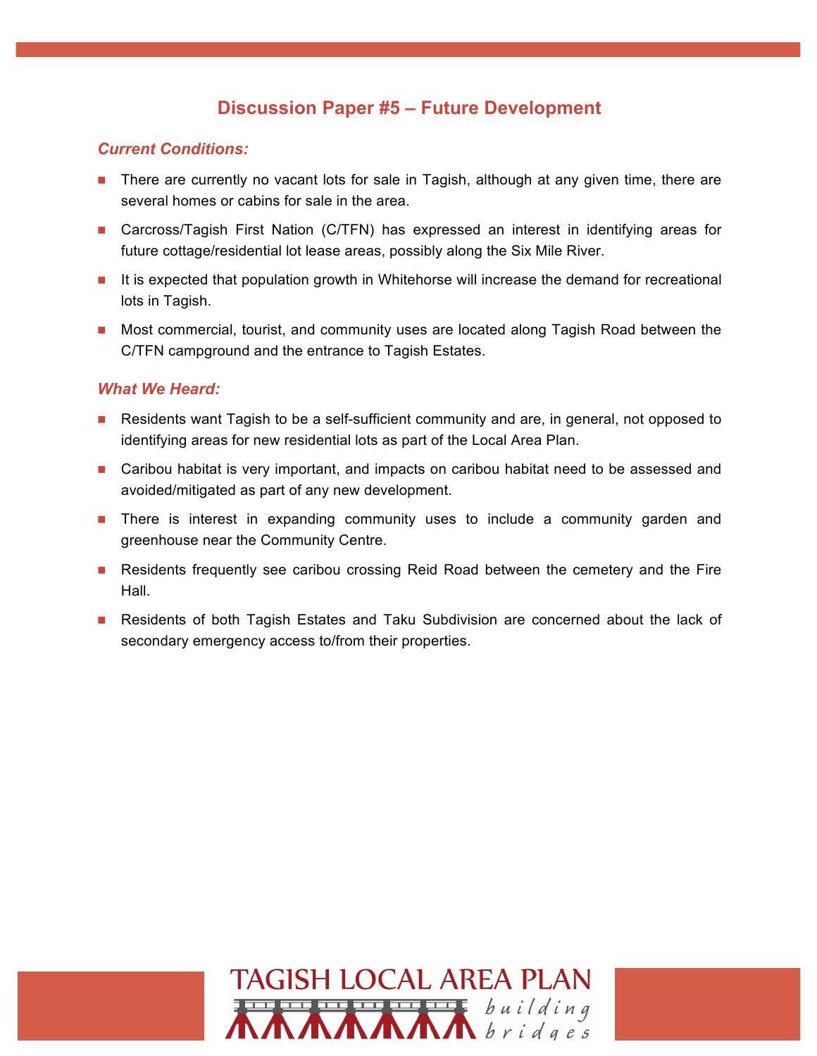## Discussion Paper #5 – Future Development

### *Current Conditions:*

- There are currently no vacant lots for sale in Tagish, although at any given time, there are several homes or cabins for sale in the area.
- Carcross/Tagish First Nation (C/TFN) has expressed an interest in identifying areas for future cottage/residential lot lease areas, possibly along the Six Mile River.
- It is expected that population growth in Whitehorse will increase the demand for recreational lots in Tagish.
- Most commercial, tourist, and community uses are located along Tagish Road between the C/TFN campground and the entrance to Tagish Estates.

### *What We Heard:*

- Residents want Tagish to be a self-sufficient community and are, in general, not opposed to identifying areas for new residential lots as part of the Local Area Plan.
- Caribou habitat is very important, and impacts on caribou habitat need to be assessed and avoided/mitigated as part of any new development.
- There is interest in expanding community uses to include a community garden and greenhouse near the Community Centre.
- Residents frequently see caribou crossing Reid Road between the cemetery and the Fire Hall.
- Residents of both Tagish Estates and Taku Subdivision are concerned about the lack of secondary emergency access to/from their properties.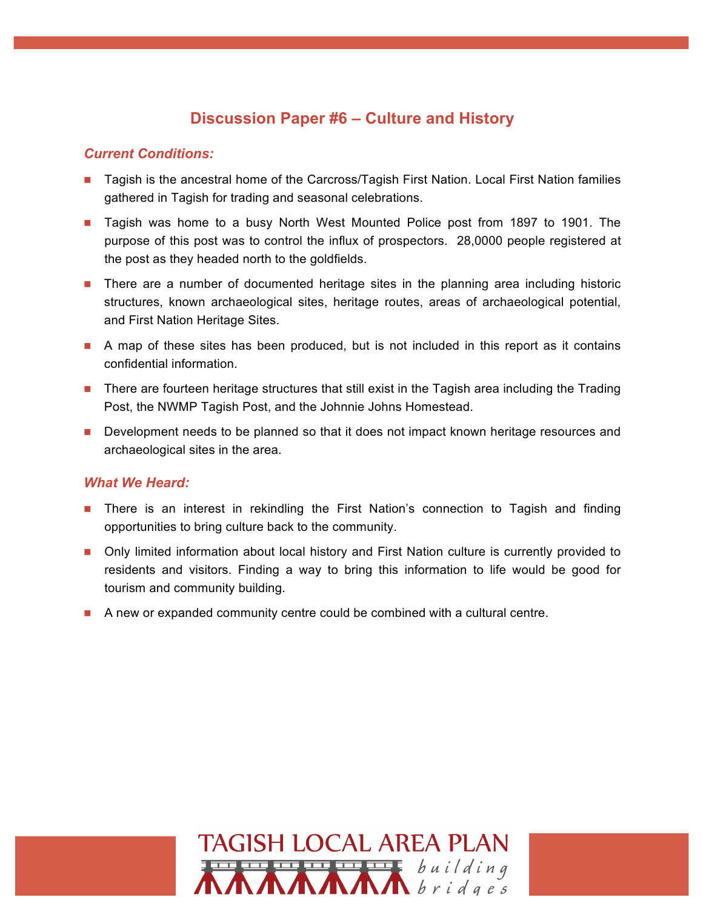## Discussion Paper #6 – Culture and History

### *Current Conditions:*

- Tagish is the ancestral home of the Carcross/Tagish First Nation. Local First Nation families gathered in Tagish for trading and seasonal celebrations.
- Tagish was home to a busy North West Mounted Police post from 1897 to 1901. The purpose of this post was to control the influx of prospectors. 28,0000 people registered at the post as they headed north to the goldfields.
- There are a number of documented heritage sites in the planning area including historic structures, known archaeological sites, heritage routes, areas of archaeological potential, and First Nation Heritage Sites.
- A map of these sites has been produced, but is not included in this report as it contains confidential information.
- There are fourteen heritage structures that still exist in the Tagish area including the Trading Post, the NWMP Tagish Post, and the Johnnie Johns Homestead.
- Development needs to be planned so that it does not impact known heritage resources and archaeological sites in the area.

### *What We Heard:*

- There is an interest in rekindling the First Nation's connection to Tagish and finding opportunities to bring culture back to the community.
- Only limited information about local history and First Nation culture is currently provided to residents and visitors. Finding a way to bring this information to life would be good for tourism and community building.
- A new or expanded community centre could be combined with a cultural centre.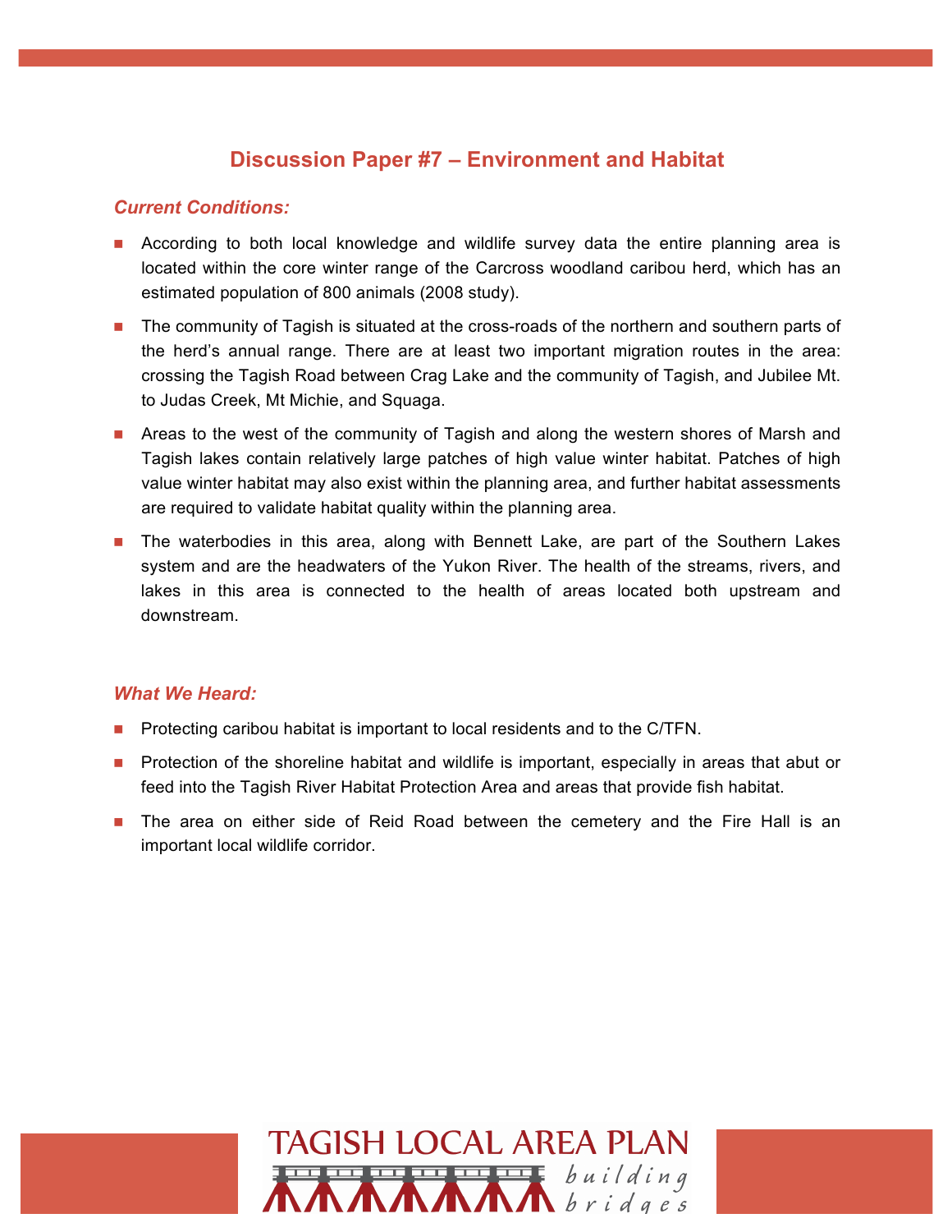# Discussion Paper #7 – Environment and Habitat

### *Current Conditions:*

- According to both local knowledge and wildlife survey data the entire planning area is located within the core winter range of the Carcross woodland caribou herd, which has an estimated population of 800 animals (2008 study).
- The community of Tagish is situated at the cross-roads of the northern and southern parts of the herd's annual range. There are at least two important migration routes in the area: crossing the Tagish Road between Crag Lake and the community of Tagish, and Jubilee Mt. to Judas Creek, Mt Michie, and Squaga.
- Areas to the west of the community of Tagish and along the western shores of Marsh and Tagish lakes contain relatively large patches of high value winter habitat. Patches of high value winter habitat may also exist within the planning area, and further habitat assessments are required to validate habitat quality within the planning area.
- The waterbodies in this area, along with Bennett Lake, are part of the Southern Lakes system and are the headwaters of the Yukon River. The health of the streams, rivers, and lakes in this area is connected to the health of areas located both upstream and downstream.

### *What We Heard:*

- Protecting caribou habitat is important to local residents and to the C/TFN.
- Protection of the shoreline habitat and wildlife is important, especially in areas that abut or feed into the Tagish River Habitat Protection Area and areas that provide fish habitat.
- The area on either side of Reid Road between the cemetery and the Fire Hall is an important local wildlife corridor.